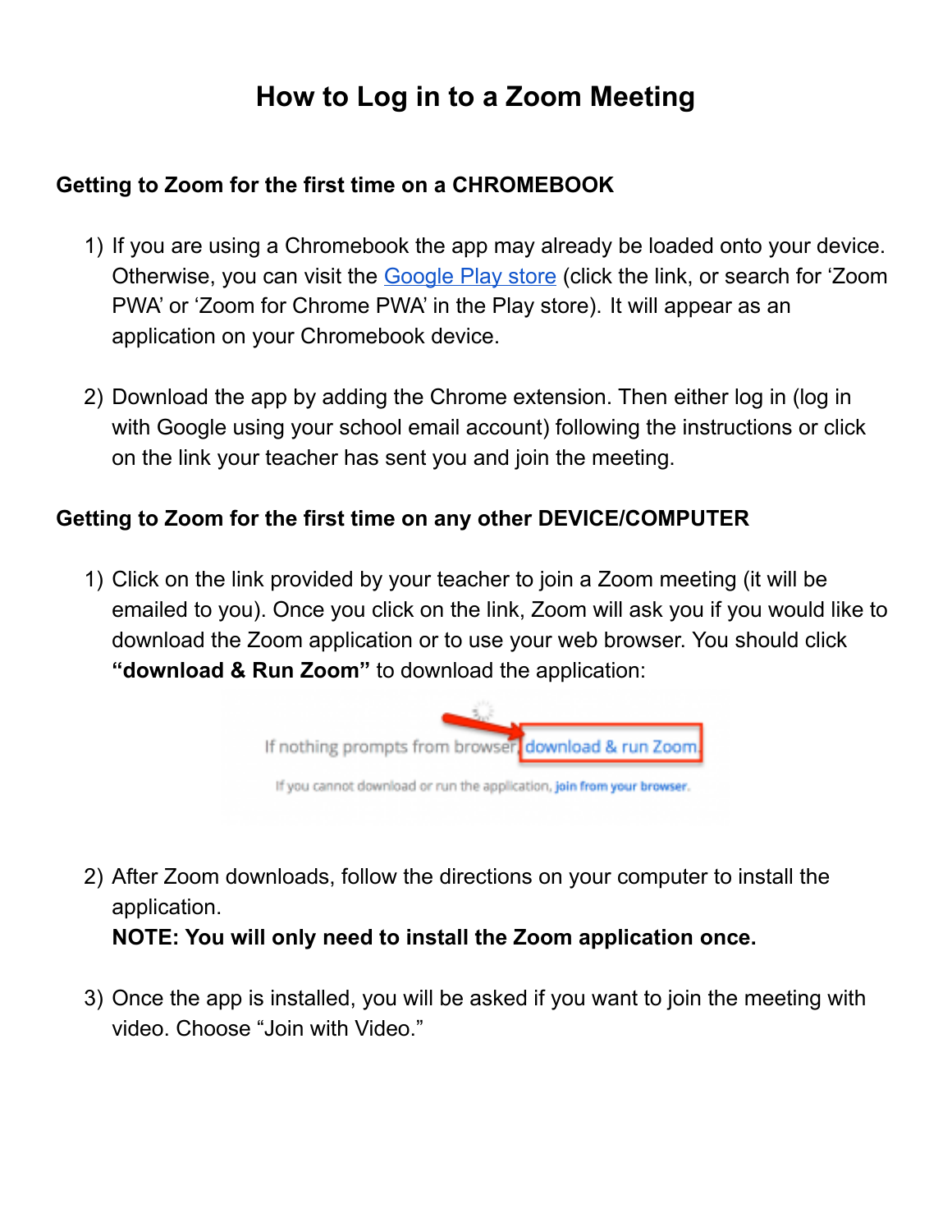# How to Log in to a Zoom Meeting

### Getting to Zoom for the first time on a CHROMEBOOK

1) If you are using a Chromebook the app may already be loaded onto your device. Otherwise, you can visit the [Google Play store](#) (click the link, or search for 'Zoom PWA' or 'Zoom for Chrome PWA' in the Play store). It will appear as an application on your Chromebook device.

2) Download the app by adding the Chrome extension. Then either log in (log in with Google using your school email account) following the instructions or click on the link your teacher has sent you and join the meeting.

### Getting to Zoom for the first time on any other DEVICE/COMPUTER

1) Click on the link provided by your teacher to join a Zoom meeting (it will be emailed to you). Once you click on the link, Zoom will ask you if you would like to download the Zoom application or to use your web browser. You should click **"download & Run Zoom"** to download the application:

   If nothing prompts from browser, download & run Zoom

   If you cannot download or run the application, join from your browser.

2) After Zoom downloads, follow the directions on your computer to install the application.
   **NOTE: You will only need to install the Zoom application once.**

3) Once the app is installed, you will be asked if you want to join the meeting with video. Choose "Join with Video."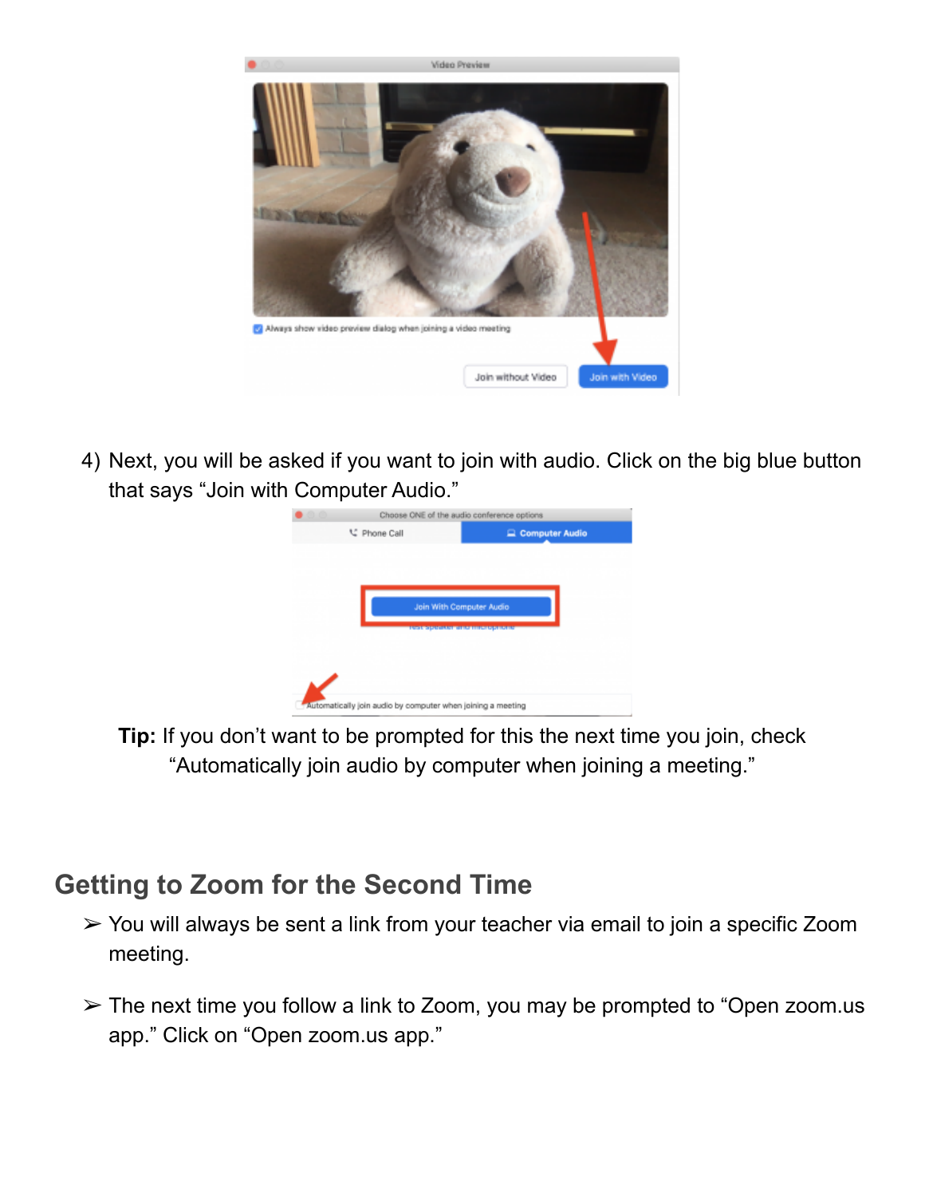4) Next, you will be asked if you want to join with audio. Click on the big blue button that says "Join with Computer Audio."

**Tip:** If you don't want to be prompted for this the next time you join, check "Automatically join audio by computer when joining a meeting."

## Getting to Zoom for the Second Time

➢ You will always be sent a link from your teacher via email to join a specific Zoom meeting.

➢ The next time you follow a link to Zoom, you may be prompted to "Open zoom.us app." Click on "Open zoom.us app."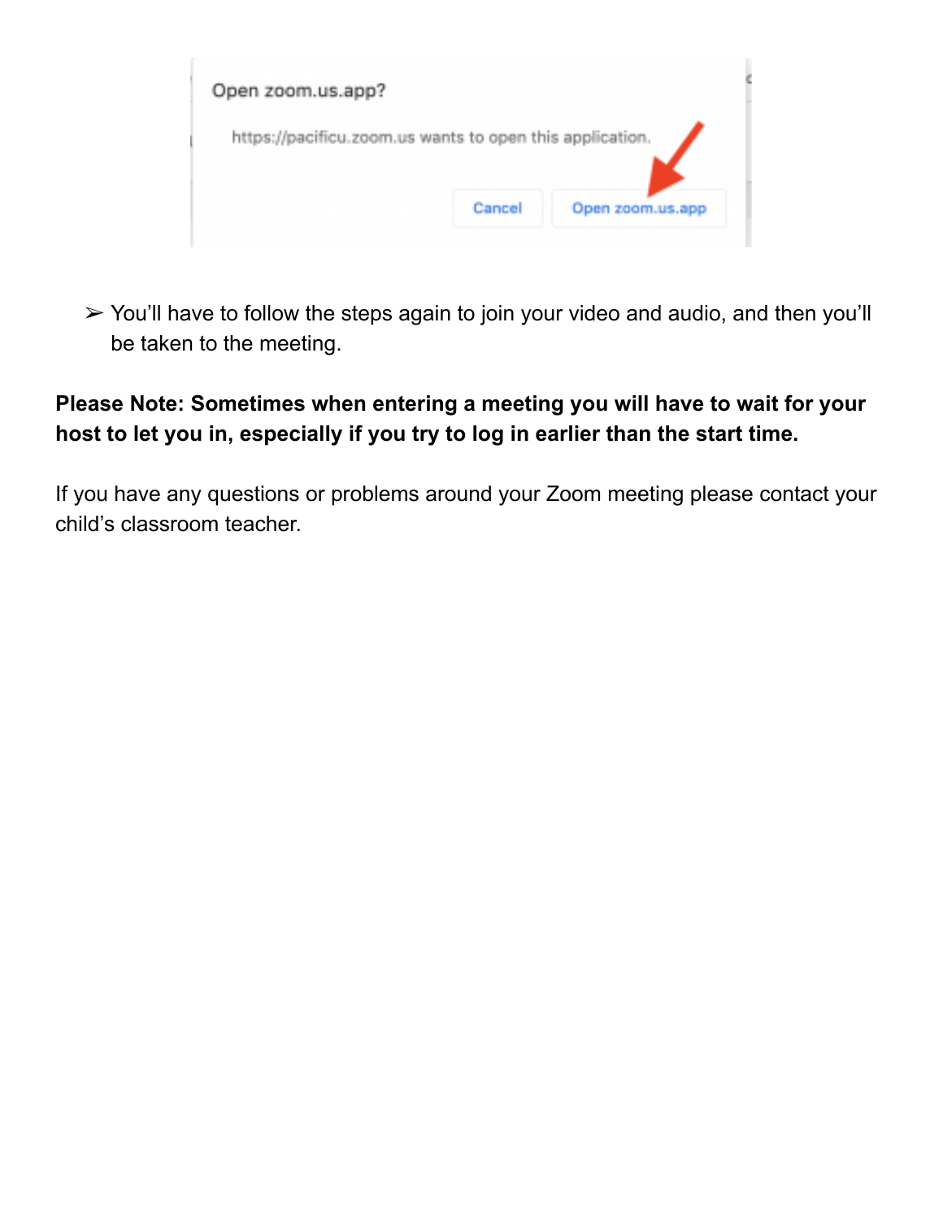- You'll have to follow the steps again to join your video and audio, and then you'll be taken to the meeting.

**Please Note: Sometimes when entering a meeting you will have to wait for your host to let you in, especially if you try to log in earlier than the start time.**

If you have any questions or problems around your Zoom meeting please contact your child's classroom teacher.